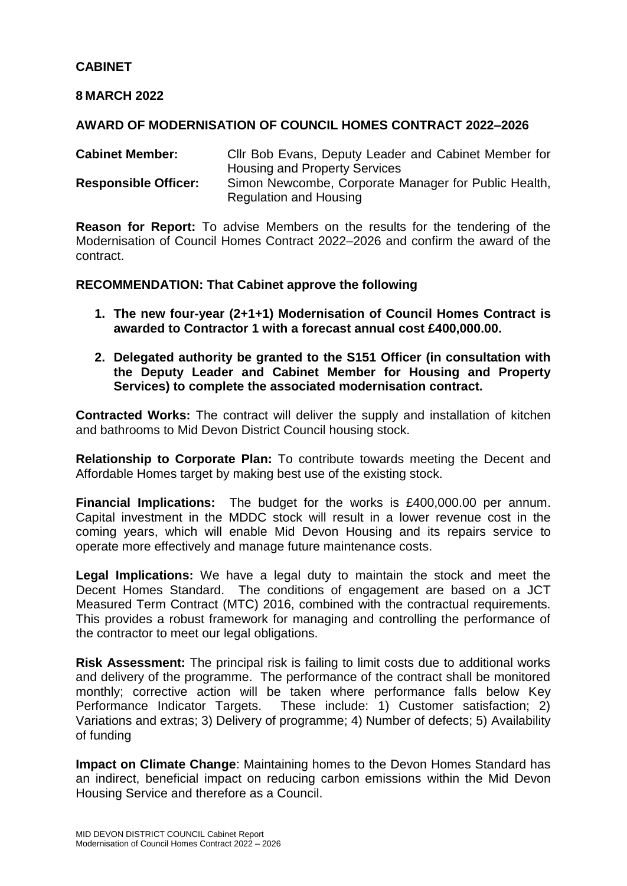**CABINET**

**8 MARCH 2022**

**AWARD OF MODERNISATION OF COUNCIL HOMES CONTRACT 2022–2026**

**Cabinet Member:** Cllr Bob Evans, Deputy Leader and Cabinet Member for Housing and Property Services

**Responsible Officer:** Simon Newcombe, Corporate Manager for Public Health, Regulation and Housing

**Reason for Report:** To advise Members on the results for the tendering of the Modernisation of Council Homes Contract 2022–2026 and confirm the award of the contract.

**RECOMMENDATION: That Cabinet approve the following**

1. **The new four-year (2+1+1) Modernisation of Council Homes Contract is awarded to Contractor 1 with a forecast annual cost £400,000.00.**

2. **Delegated authority be granted to the S151 Officer (in consultation with the Deputy Leader and Cabinet Member for Housing and Property Services) to complete the associated modernisation contract.**

**Contracted Works:** The contract will deliver the supply and installation of kitchen and bathrooms to Mid Devon District Council housing stock.

**Relationship to Corporate Plan:** To contribute towards meeting the Decent and Affordable Homes target by making best use of the existing stock.

**Financial Implications:** The budget for the works is £400,000.00 per annum. Capital investment in the MDDC stock will result in a lower revenue cost in the coming years, which will enable Mid Devon Housing and its repairs service to operate more effectively and manage future maintenance costs.

**Legal Implications:** We have a legal duty to maintain the stock and meet the Decent Homes Standard. The conditions of engagement are based on a JCT Measured Term Contract (MTC) 2016, combined with the contractual requirements. This provides a robust framework for managing and controlling the performance of the contractor to meet our legal obligations.

**Risk Assessment:** The principal risk is failing to limit costs due to additional works and delivery of the programme. The performance of the contract shall be monitored monthly; corrective action will be taken where performance falls below Key Performance Indicator Targets. These include: 1) Customer satisfaction; 2) Variations and extras; 3) Delivery of programme; 4) Number of defects; 5) Availability of funding

**Impact on Climate Change**: Maintaining homes to the Devon Homes Standard has an indirect, beneficial impact on reducing carbon emissions within the Mid Devon Housing Service and therefore as a Council.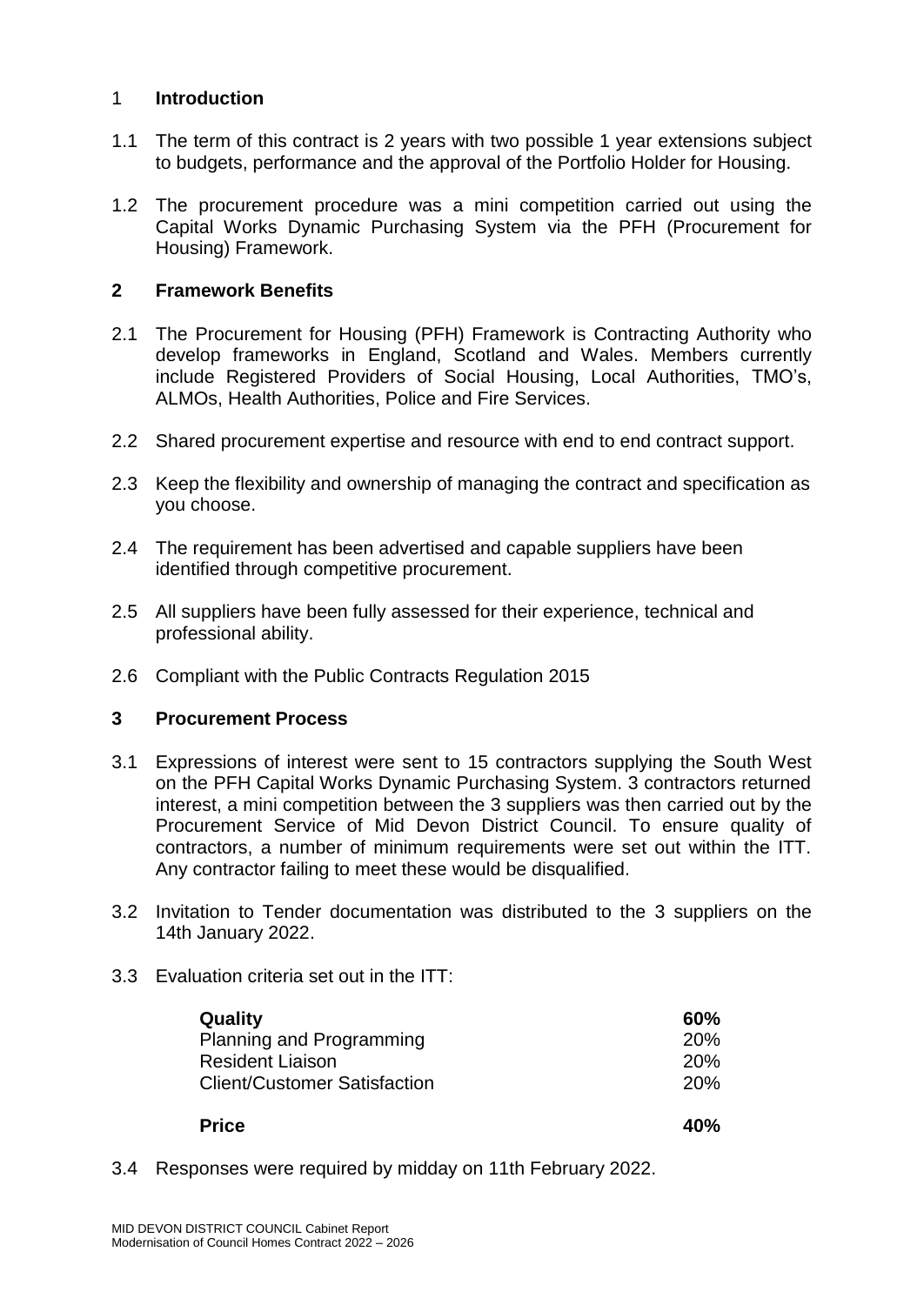## 1 Introduction

1.1 The term of this contract is 2 years with two possible 1 year extensions subject to budgets, performance and the approval of the Portfolio Holder for Housing.

1.2 The procurement procedure was a mini competition carried out using the Capital Works Dynamic Purchasing System via the PFH (Procurement for Housing) Framework.

## 2 Framework Benefits

2.1 The Procurement for Housing (PFH) Framework is Contracting Authority who develop frameworks in England, Scotland and Wales. Members currently include Registered Providers of Social Housing, Local Authorities, TMO's, ALMOs, Health Authorities, Police and Fire Services.

2.2 Shared procurement expertise and resource with end to end contract support.

2.3 Keep the flexibility and ownership of managing the contract and specification as you choose.

2.4 The requirement has been advertised and capable suppliers have been identified through competitive procurement.

2.5 All suppliers have been fully assessed for their experience, technical and professional ability.

2.6 Compliant with the Public Contracts Regulation 2015

## 3 Procurement Process

3.1 Expressions of interest were sent to 15 contractors supplying the South West on the PFH Capital Works Dynamic Purchasing System. 3 contractors returned interest, a mini competition between the 3 suppliers was then carried out by the Procurement Service of Mid Devon District Council. To ensure quality of contractors, a number of minimum requirements were set out within the ITT. Any contractor failing to meet these would be disqualified.

3.2 Invitation to Tender documentation was distributed to the 3 suppliers on the 14th January 2022.

3.3 Evaluation criteria set out in the ITT:

| | |
|---|---|
| **Quality** | **60%** |
| Planning and Programming | 20% |
| Resident Liaison | 20% |
| Client/Customer Satisfaction | 20% |
| **Price** | **40%** |

3.4 Responses were required by midday on 11th February 2022.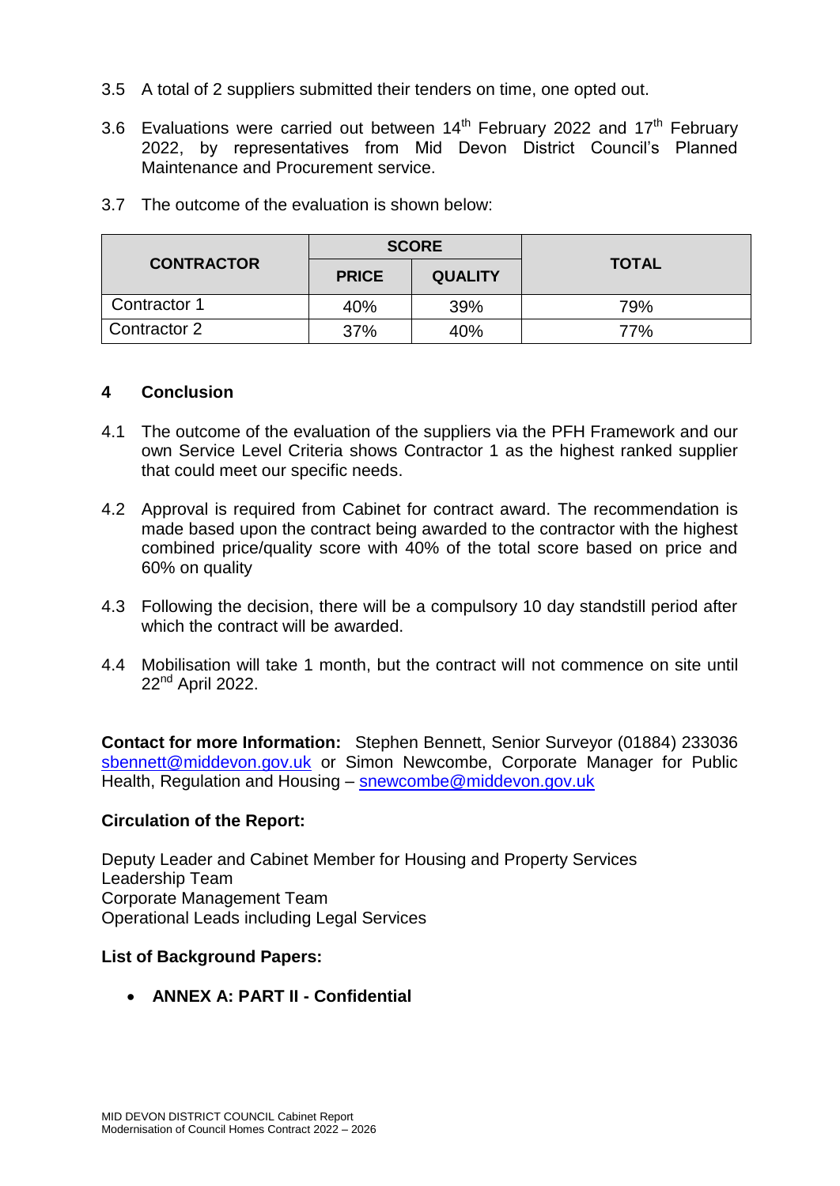3.5 A total of 2 suppliers submitted their tenders on time, one opted out.

3.6 Evaluations were carried out between 14th February 2022 and 17th February 2022, by representatives from Mid Devon District Council's Planned Maintenance and Procurement service.

3.7 The outcome of the evaluation is shown below:

| CONTRACTOR | SCORE | | TOTAL |
|---|---|---|---|
| | PRICE | QUALITY | |
| Contractor 1 | 40% | 39% | 79% |
| Contractor 2 | 37% | 40% | 77% |

## 4 Conclusion

4.1 The outcome of the evaluation of the suppliers via the PFH Framework and our own Service Level Criteria shows Contractor 1 as the highest ranked supplier that could meet our specific needs.

4.2 Approval is required from Cabinet for contract award. The recommendation is made based upon the contract being awarded to the contractor with the highest combined price/quality score with 40% of the total score based on price and 60% on quality

4.3 Following the decision, there will be a compulsory 10 day standstill period after which the contract will be awarded.

4.4 Mobilisation will take 1 month, but the contract will not commence on site until 22nd April 2022.

**Contact for more Information:** Stephen Bennett, Senior Surveyor (01884) 233036 sbennett@middevon.gov.uk or Simon Newcombe, Corporate Manager for Public Health, Regulation and Housing – snewcombe@middevon.gov.uk

**Circulation of the Report:**

Deputy Leader and Cabinet Member for Housing and Property Services
Leadership Team
Corporate Management Team
Operational Leads including Legal Services

**List of Background Papers:**

- **ANNEX A: PART II - Confidential**